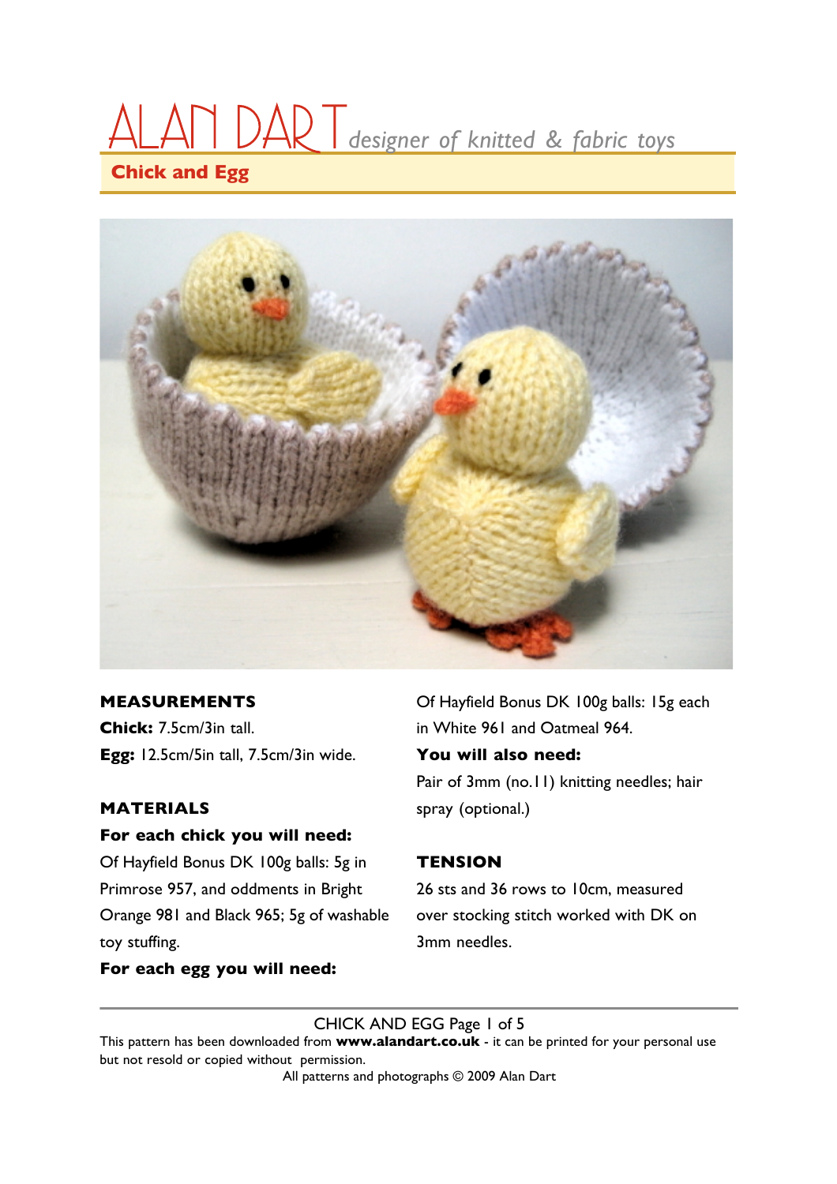# ALAN DART *designer of knitted & fabric toys*

## Chick and Egg

**MEASUREMENTS**

**Chick:** 7.5cm/3in tall.
**Egg:** 12.5cm/5in tall, 7.5cm/3in wide.

**MATERIALS**

**For each chick you will need:**
Of Hayfield Bonus DK 100g balls: 5g in Primrose 957, and oddments in Bright Orange 981 and Black 965; 5g of washable toy stuffing.

**For each egg you will need:**
Of Hayfield Bonus DK 100g balls: 15g each in White 961 and Oatmeal 964.

**You will also need:**
Pair of 3mm (no.11) knitting needles; hair spray (optional.)

**TENSION**

26 sts and 36 rows to 10cm, measured over stocking stitch worked with DK on 3mm needles.

This pattern has been downloaded from **www.alandart.co.uk** - it can be printed for your personal use but not resold or copied without permission.
All patterns and photographs © 2009 Alan Dart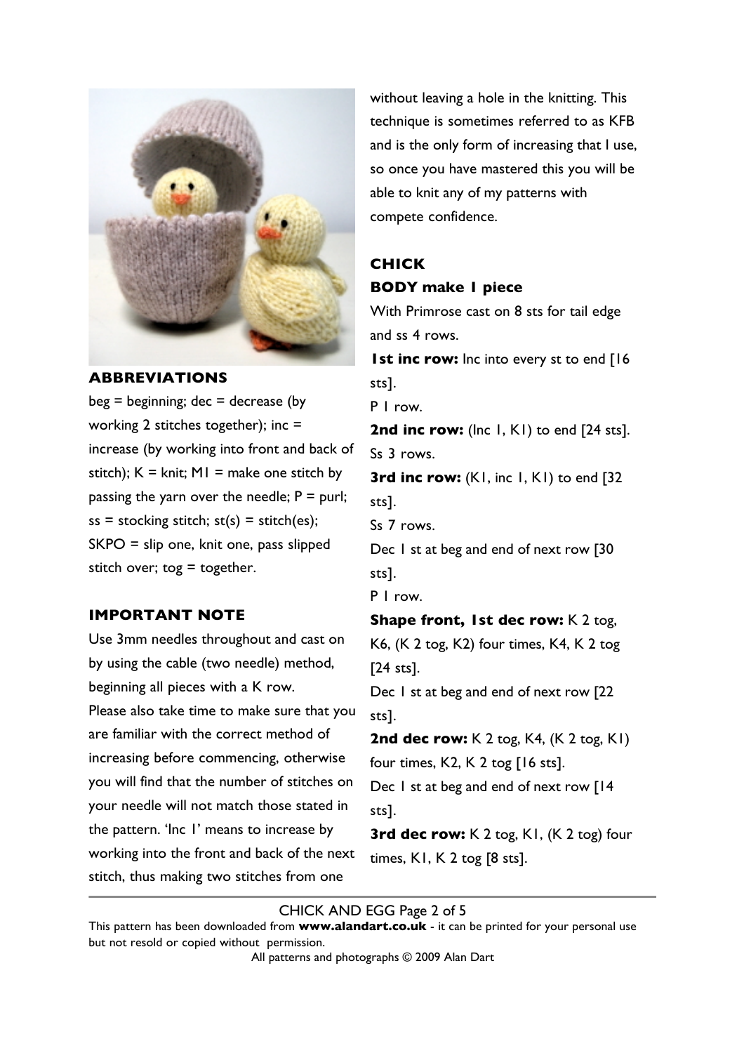## ABBREVIATIONS

beg = beginning; dec = decrease (by working 2 stitches together); inc = increase (by working into front and back of stitch); K = knit; M1 = make one stitch by passing the yarn over the needle; P = purl; ss = stocking stitch; st(s) = stitch(es); SKPO = slip one, knit one, pass slipped stitch over; tog = together.

## IMPORTANT NOTE

Use 3mm needles throughout and cast on by using the cable (two needle) method, beginning all pieces with a K row.

Please also take time to make sure that you are familiar with the correct method of increasing before commencing, otherwise you will find that the number of stitches on your needle will not match those stated in the pattern. 'Inc 1' means to increase by working into the front and back of the next stitch, thus making two stitches from one without leaving a hole in the knitting. This technique is sometimes referred to as KFB and is the only form of increasing that I use, so once you have mastered this you will be able to knit any of my patterns with compete confidence.

## CHICK

### BODY make 1 piece

With Primrose cast on 8 sts for tail edge and ss 4 rows.

**1st inc row:** Inc into every st to end [16 sts].

P 1 row.

**2nd inc row:** (Inc 1, K1) to end [24 sts].

Ss 3 rows.

**3rd inc row:** (K1, inc 1, K1) to end [32 sts].

Ss 7 rows.

Dec 1 st at beg and end of next row [30 sts].

P 1 row.

**Shape front, 1st dec row:** K 2 tog, K6, (K 2 tog, K2) four times, K4, K 2 tog [24 sts].

Dec 1 st at beg and end of next row [22 sts].

**2nd dec row:** K 2 tog, K4, (K 2 tog, K1) four times, K2, K 2 tog [16 sts].

Dec 1 st at beg and end of next row [14 sts].

**3rd dec row:** K 2 tog, K1, (K 2 tog) four times, K1, K 2 tog [8 sts].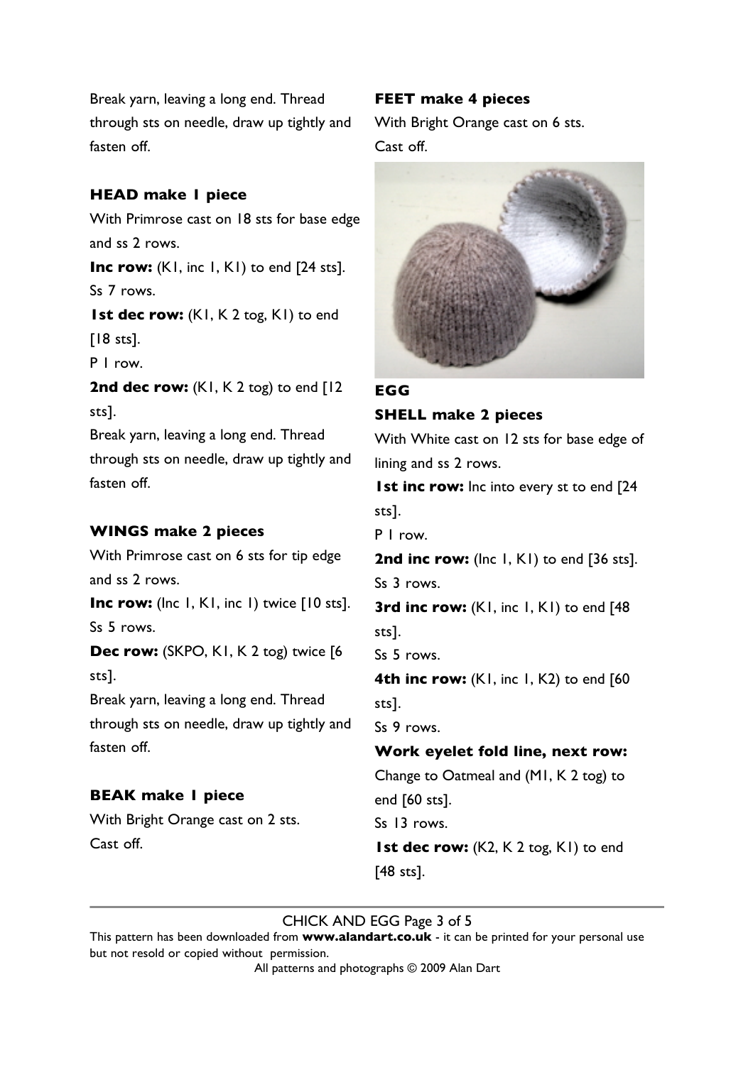Break yarn, leaving a long end. Thread through sts on needle, draw up tightly and fasten off.

### HEAD make 1 piece

With Primrose cast on 18 sts for base edge and ss 2 rows.

**Inc row:** (K1, inc 1, K1) to end [24 sts].

Ss 7 rows.

**1st dec row:** (K1, K 2 tog, K1) to end [18 sts].

P 1 row.

**2nd dec row:** (K1, K 2 tog) to end [12 sts].

Break yarn, leaving a long end. Thread through sts on needle, draw up tightly and fasten off.

### WINGS make 2 pieces

With Primrose cast on 6 sts for tip edge and ss 2 rows.

**Inc row:** (Inc 1, K1, inc 1) twice [10 sts].

Ss 5 rows.

**Dec row:** (SKPO, K1, K 2 tog) twice [6 sts].

Break yarn, leaving a long end. Thread through sts on needle, draw up tightly and fasten off.

### BEAK make 1 piece

With Bright Orange cast on 2 sts.

Cast off.

### FEET make 4 pieces

With Bright Orange cast on 6 sts.

Cast off.

### EGG

### SHELL make 2 pieces

With White cast on 12 sts for base edge of lining and ss 2 rows.

**1st inc row:** Inc into every st to end [24 sts].

P 1 row.

**2nd inc row:** (Inc 1, K1) to end [36 sts].

Ss 3 rows.

**3rd inc row:** (K1, inc 1, K1) to end [48 sts].

Ss 5 rows.

**4th inc row:** (K1, inc 1, K2) to end [60 sts].

Ss 9 rows.

**Work eyelet fold line, next row:**

Change to Oatmeal and (M1, K 2 tog) to end [60 sts].

Ss 13 rows.

**1st dec row:** (K2, K 2 tog, K1) to end [48 sts].

This pattern has been downloaded from **www.alandart.co.uk** - it can be printed for your personal use but not resold or copied without permission.

All patterns and photographs © 2009 Alan Dart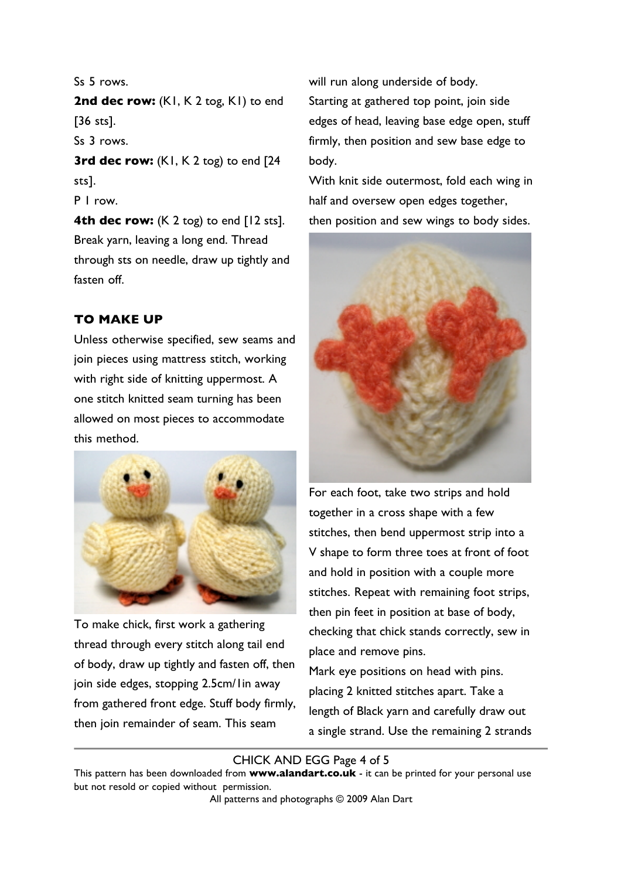Ss 5 rows.

**2nd dec row:** (K1, K 2 tog, K1) to end [36 sts].

Ss 3 rows.

**3rd dec row:** (K1, K 2 tog) to end [24 sts].

P 1 row.

**4th dec row:** (K 2 tog) to end [12 sts].

Break yarn, leaving a long end. Thread through sts on needle, draw up tightly and fasten off.

## TO MAKE UP

Unless otherwise specified, sew seams and join pieces using mattress stitch, working with right side of knitting uppermost. A one stitch knitted seam turning has been allowed on most pieces to accommodate this method.

To make chick, first work a gathering thread through every stitch along tail end of body, draw up tightly and fasten off, then join side edges, stopping 2.5cm/1in away from gathered front edge. Stuff body firmly, then join remainder of seam. This seam will run along underside of body.

Starting at gathered top point, join side edges of head, leaving base edge open, stuff firmly, then position and sew base edge to body.

With knit side outermost, fold each wing in half and oversew open edges together, then position and sew wings to body sides.

For each foot, take two strips and hold together in a cross shape with a few stitches, then bend uppermost strip into a V shape to form three toes at front of foot and hold in position with a couple more stitches. Repeat with remaining foot strips, then pin feet in position at base of body, checking that chick stands correctly, sew in place and remove pins.

Mark eye positions on head with pins. placing 2 knitted stitches apart. Take a length of Black yarn and carefully draw out a single strand. Use the remaining 2 strands

This pattern has been downloaded from **www.alandart.co.uk** - it can be printed for your personal use but not resold or copied without permission.

All patterns and photographs © 2009 Alan Dart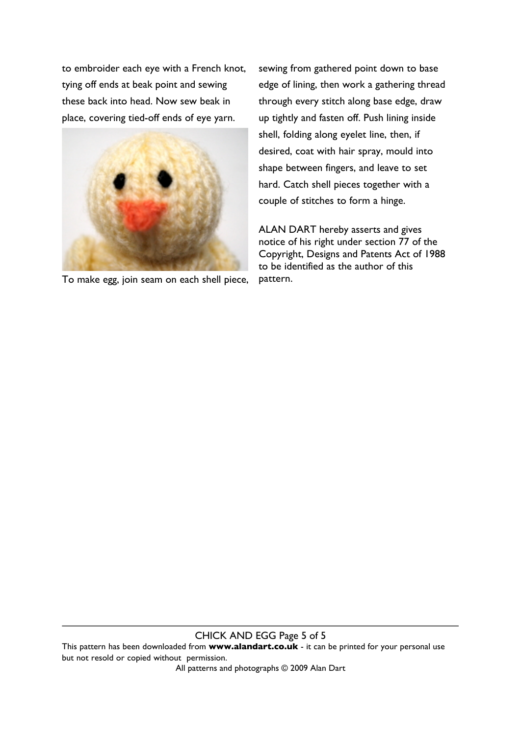to embroider each eye with a French knot, tying off ends at beak point and sewing these back into head. Now sew beak in place, covering tied-off ends of eye yarn.

To make egg, join seam on each shell piece, sewing from gathered point down to base edge of lining, then work a gathering thread through every stitch along base edge, draw up tightly and fasten off. Push lining inside shell, folding along eyelet line, then, if desired, coat with hair spray, mould into shape between fingers, and leave to set hard. Catch shell pieces together with a couple of stitches to form a hinge.

ALAN DART hereby asserts and gives notice of his right under section 77 of the Copyright, Designs and Patents Act of 1988 to be identified as the author of this pattern.

This pattern has been downloaded from **www.alandart.co.uk** - it can be printed for your personal use but not resold or copied without permission.

All patterns and photographs © 2009 Alan Dart